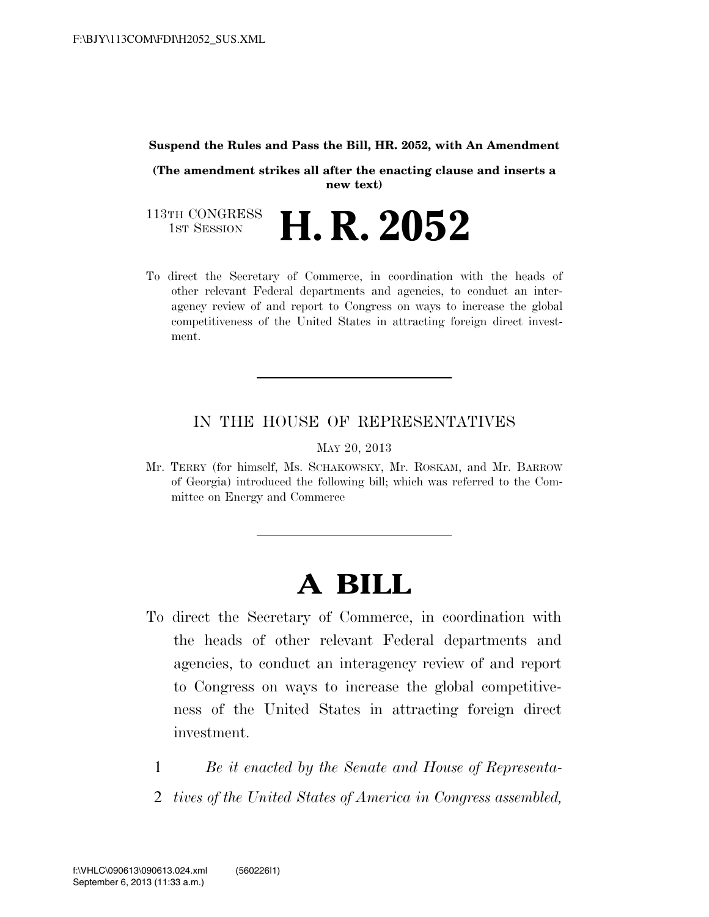**Suspend the Rules and Pass the Bill, HR. 2052, with An Amendment**

**(The amendment strikes all after the enacting clause and inserts a new text)**

113TH CONGRESS
1ST SESSION

# H. R. 2052

To direct the Secretary of Commerce, in coordination with the heads of other relevant Federal departments and agencies, to conduct an interagency review of and report to Congress on ways to increase the global competitiveness of the United States in attracting foreign direct investment.

---

IN THE HOUSE OF REPRESENTATIVES

MAY 20, 2013

Mr. TERRY (for himself, Ms. SCHAKOWSKY, Mr. ROSKAM, and Mr. BARROW of Georgia) introduced the following bill; which was referred to the Committee on Energy and Commerce

---

# A BILL

To direct the Secretary of Commerce, in coordination with the heads of other relevant Federal departments and agencies, to conduct an interagency review of and report to Congress on ways to increase the global competitiveness of the United States in attracting foreign direct investment.

1 *Be it enacted by the Senate and House of Representa-*
2 *tives of the United States of America in Congress assembled,*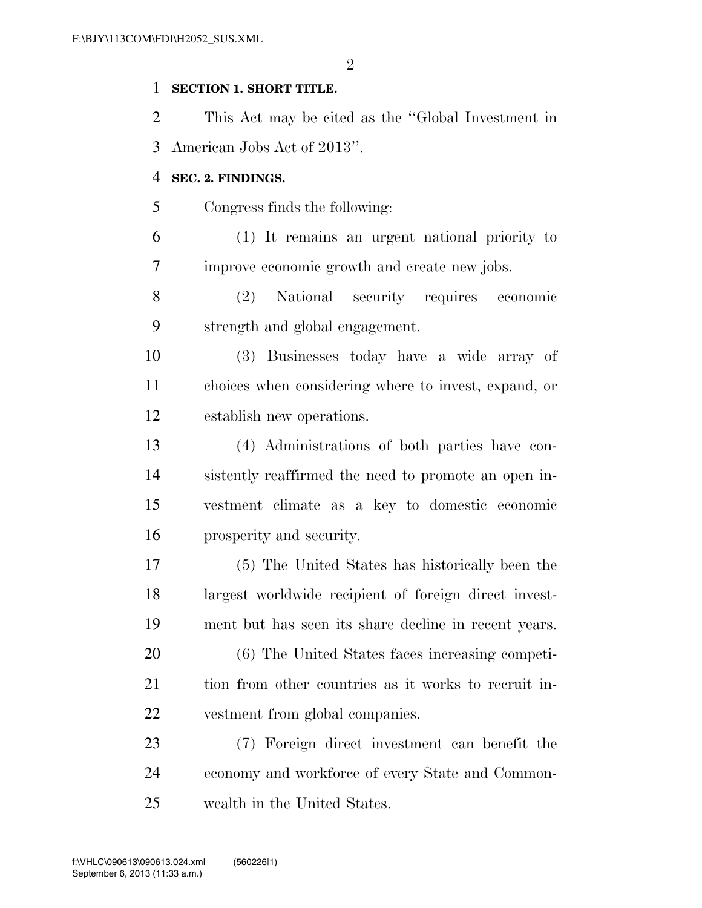**SECTION 1. SHORT TITLE.**

This Act may be cited as the "Global Investment in American Jobs Act of 2013".

**SEC. 2. FINDINGS.**

Congress finds the following:

(1) It remains an urgent national priority to improve economic growth and create new jobs.

(2) National security requires economic strength and global engagement.

(3) Businesses today have a wide array of choices when considering where to invest, expand, or establish new operations.

(4) Administrations of both parties have consistently reaffirmed the need to promote an open investment climate as a key to domestic economic prosperity and security.

(5) The United States has historically been the largest worldwide recipient of foreign direct investment but has seen its share decline in recent years.

(6) The United States faces increasing competition from other countries as it works to recruit investment from global companies.

(7) Foreign direct investment can benefit the economy and workforce of every State and Commonwealth in the United States.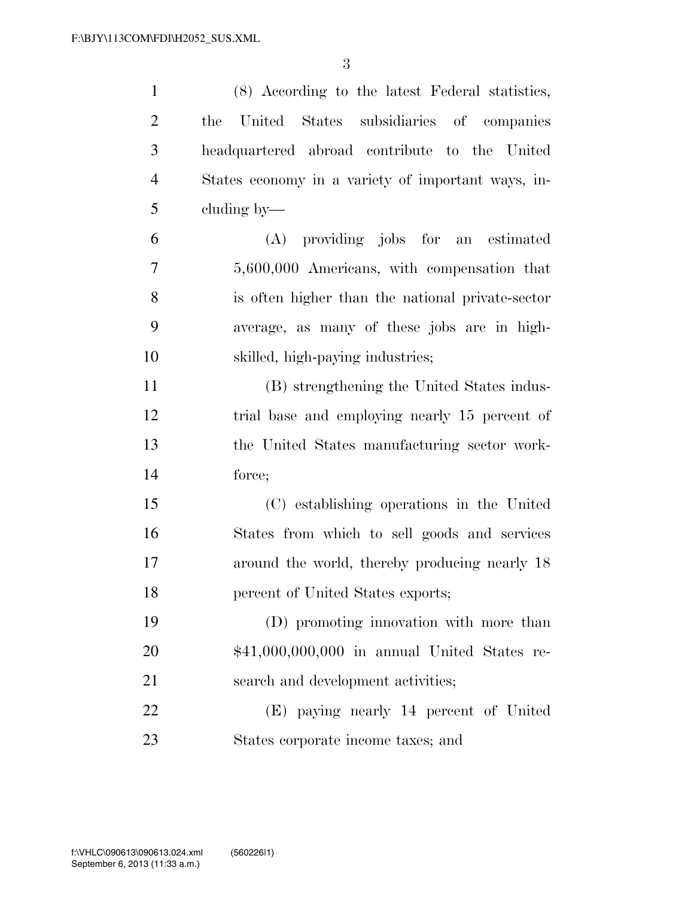(8) According to the latest Federal statistics, the United States subsidiaries of companies headquartered abroad contribute to the United States economy in a variety of important ways, including by—

(A) providing jobs for an estimated 5,600,000 Americans, with compensation that is often higher than the national private-sector average, as many of these jobs are in high-skilled, high-paying industries;

(B) strengthening the United States industrial base and employing nearly 15 percent of the United States manufacturing sector workforce;

(C) establishing operations in the United States from which to sell goods and services around the world, thereby producing nearly 18 percent of United States exports;

(D) promoting innovation with more than $41,000,000,000 in annual United States research and development activities;

(E) paying nearly 14 percent of United States corporate income taxes; and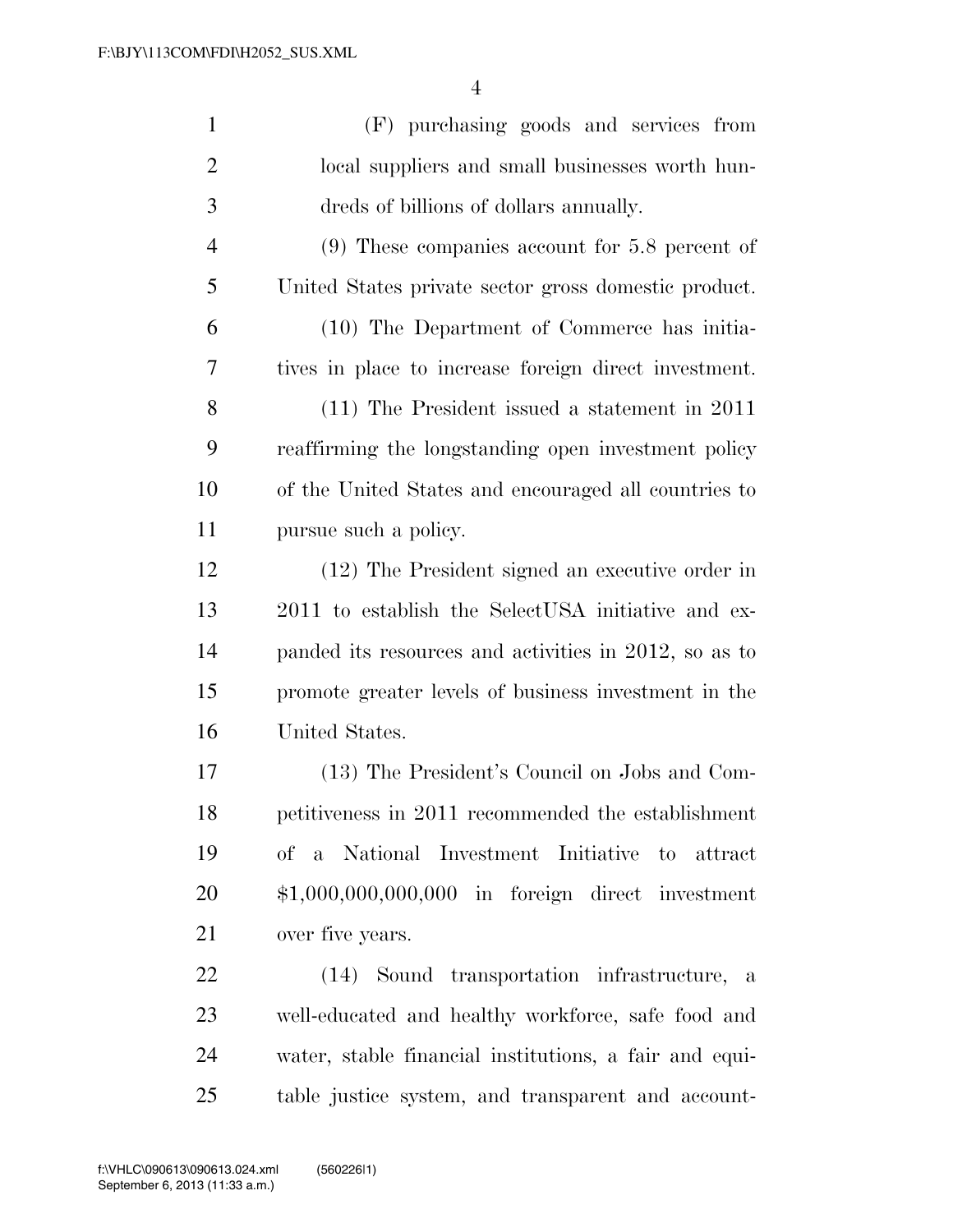(F) purchasing goods and services from local suppliers and small businesses worth hundreds of billions of dollars annually.

(9) These companies account for 5.8 percent of United States private sector gross domestic product.

(10) The Department of Commerce has initiatives in place to increase foreign direct investment.

(11) The President issued a statement in 2011 reaffirming the longstanding open investment policy of the United States and encouraged all countries to pursue such a policy.

(12) The President signed an executive order in 2011 to establish the SelectUSA initiative and expanded its resources and activities in 2012, so as to promote greater levels of business investment in the United States.

(13) The President's Council on Jobs and Competitiveness in 2011 recommended the establishment of a National Investment Initiative to attract $1,000,000,000,000 in foreign direct investment over five years.

(14) Sound transportation infrastructure, a well-educated and healthy workforce, safe food and water, stable financial institutions, a fair and equitable justice system, and transparent and account-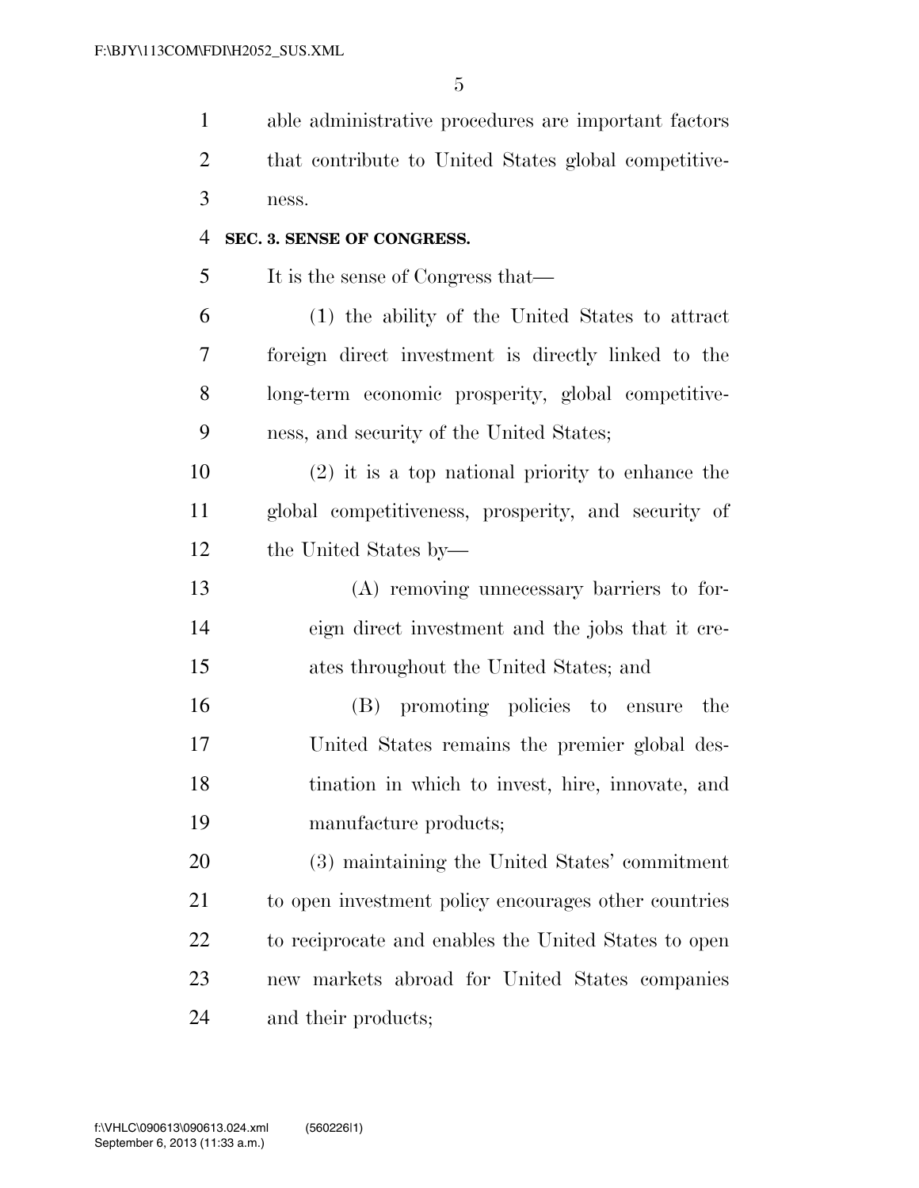able administrative procedures are important factors that contribute to United States global competitiveness.

**SEC. 3. SENSE OF CONGRESS.**

It is the sense of Congress that—

(1) the ability of the United States to attract foreign direct investment is directly linked to the long-term economic prosperity, global competitiveness, and security of the United States;

(2) it is a top national priority to enhance the global competitiveness, prosperity, and security of the United States by—

(A) removing unnecessary barriers to foreign direct investment and the jobs that it creates throughout the United States; and

(B) promoting policies to ensure the United States remains the premier global destination in which to invest, hire, innovate, and manufacture products;

(3) maintaining the United States' commitment to open investment policy encourages other countries to reciprocate and enables the United States to open new markets abroad for United States companies and their products;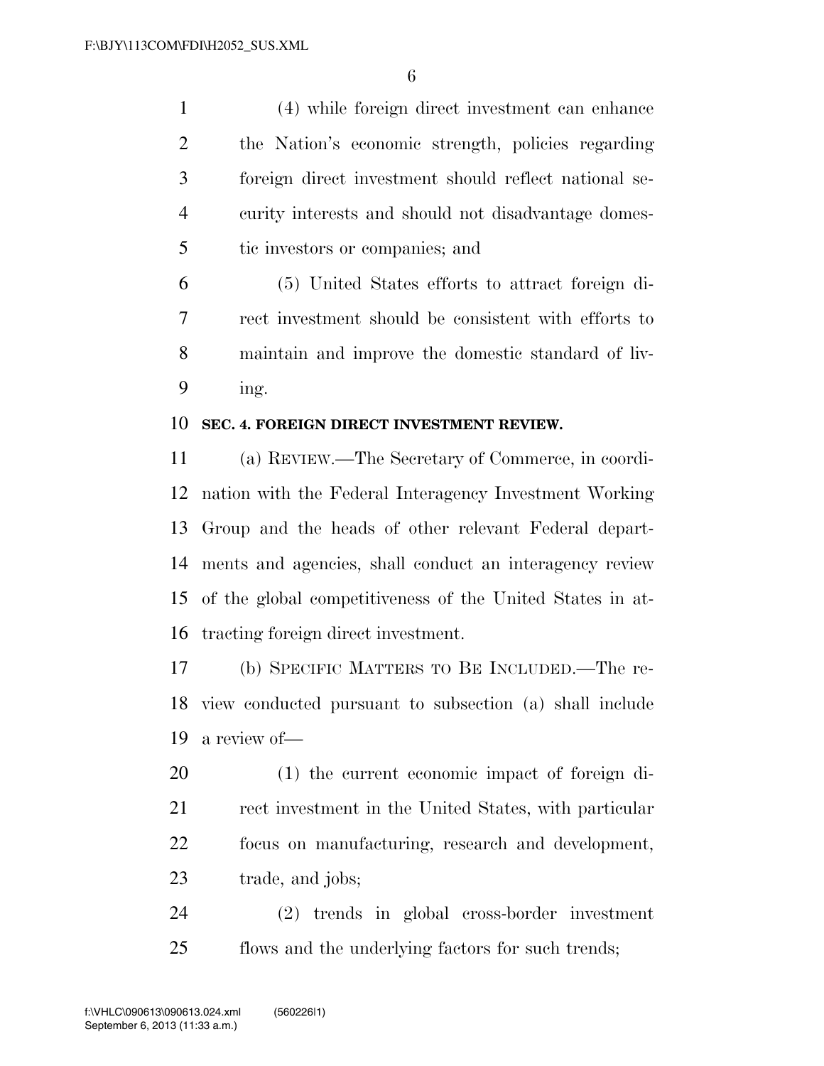(4) while foreign direct investment can enhance the Nation's economic strength, policies regarding foreign direct investment should reflect national security interests and should not disadvantage domestic investors or companies; and

(5) United States efforts to attract foreign direct investment should be consistent with efforts to maintain and improve the domestic standard of living.

**SEC. 4. FOREIGN DIRECT INVESTMENT REVIEW.**

(a) REVIEW.—The Secretary of Commerce, in coordination with the Federal Interagency Investment Working Group and the heads of other relevant Federal departments and agencies, shall conduct an interagency review of the global competitiveness of the United States in attracting foreign direct investment.

(b) SPECIFIC MATTERS TO BE INCLUDED.—The review conducted pursuant to subsection (a) shall include a review of—

(1) the current economic impact of foreign direct investment in the United States, with particular focus on manufacturing, research and development, trade, and jobs;

(2) trends in global cross-border investment flows and the underlying factors for such trends;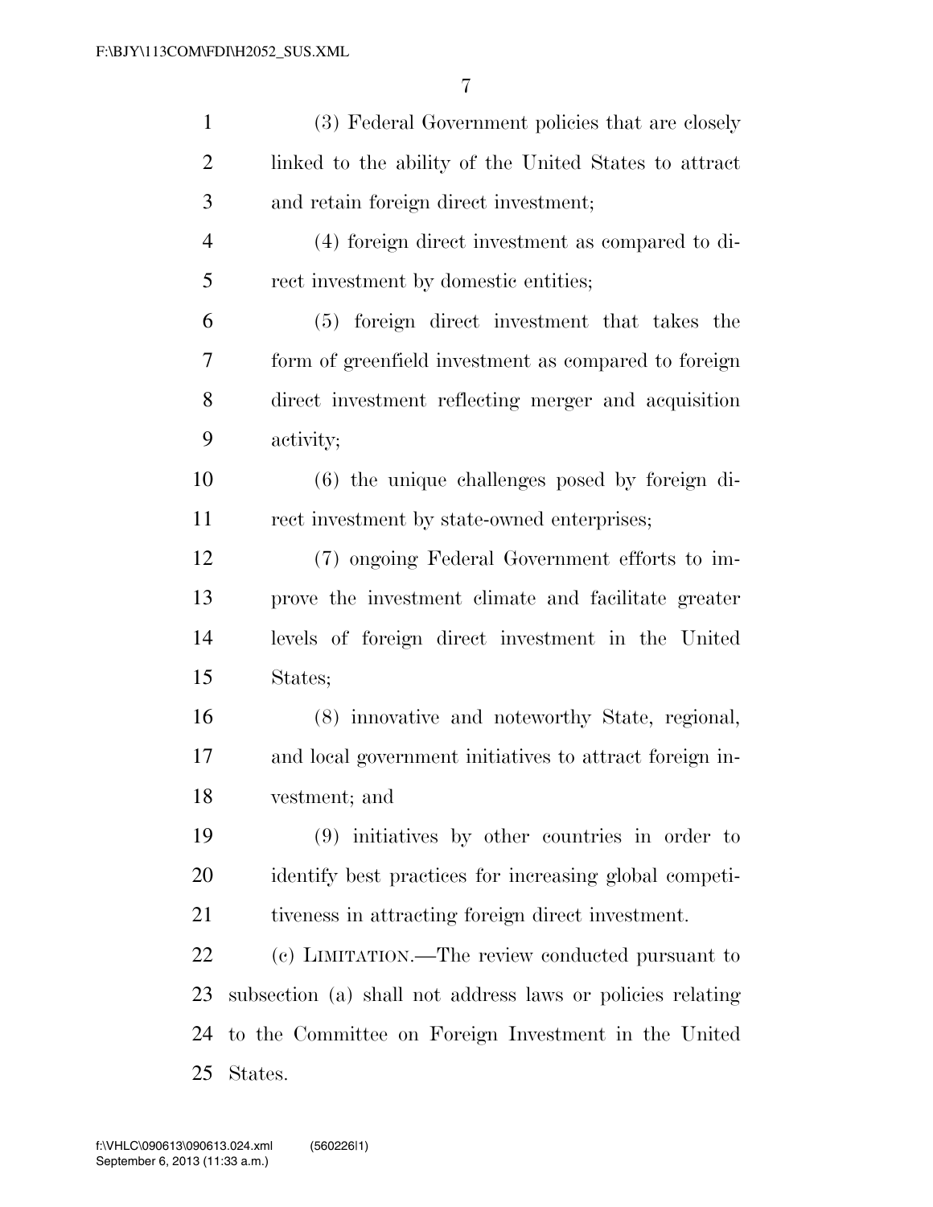(3) Federal Government policies that are closely linked to the ability of the United States to attract and retain foreign direct investment;

(4) foreign direct investment as compared to direct investment by domestic entities;

(5) foreign direct investment that takes the form of greenfield investment as compared to foreign direct investment reflecting merger and acquisition activity;

(6) the unique challenges posed by foreign direct investment by state-owned enterprises;

(7) ongoing Federal Government efforts to improve the investment climate and facilitate greater levels of foreign direct investment in the United States;

(8) innovative and noteworthy State, regional, and local government initiatives to attract foreign investment; and

(9) initiatives by other countries in order to identify best practices for increasing global competitiveness in attracting foreign direct investment.

(c) LIMITATION.—The review conducted pursuant to subsection (a) shall not address laws or policies relating to the Committee on Foreign Investment in the United States.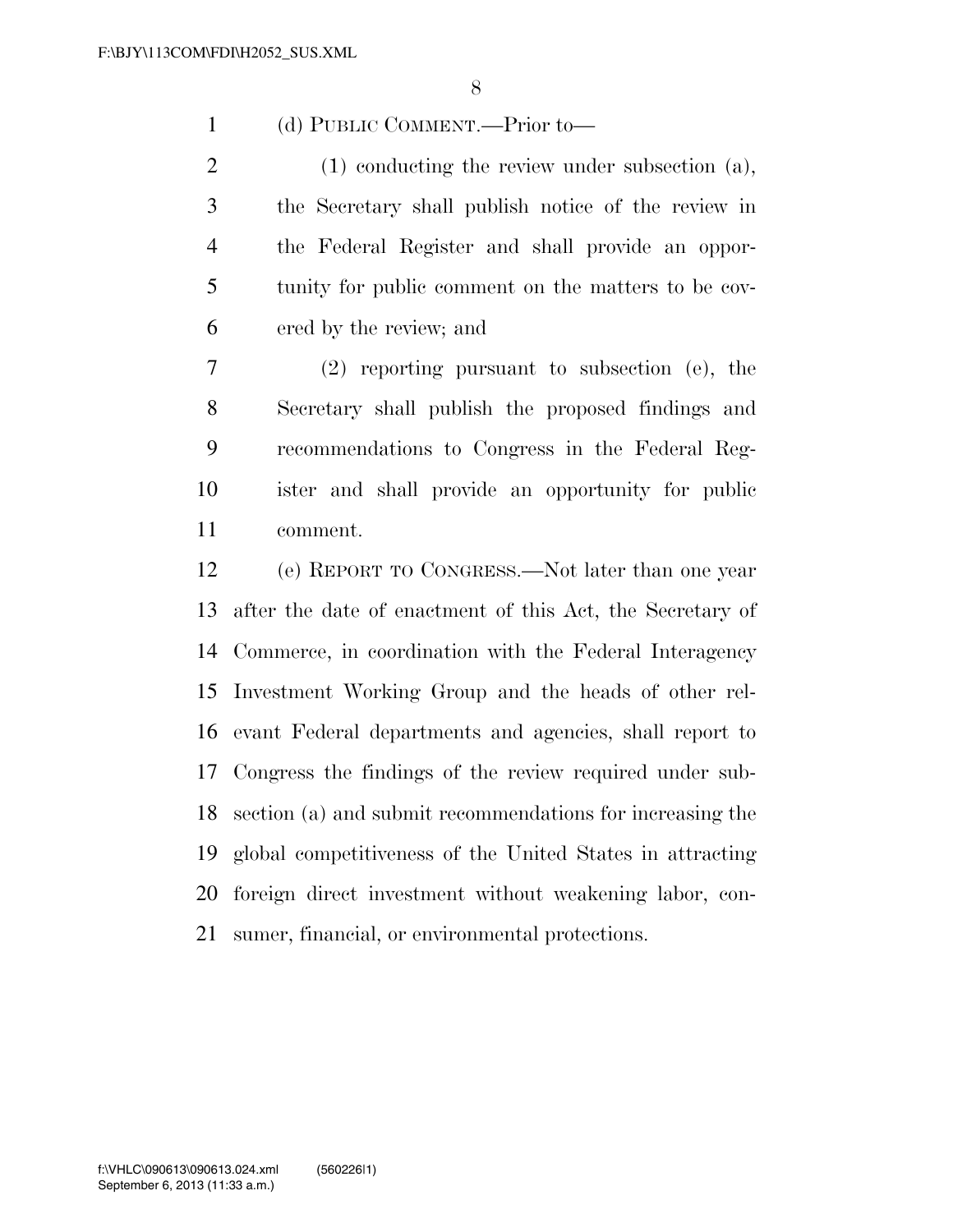(d) PUBLIC COMMENT.—Prior to—

(1) conducting the review under subsection (a), the Secretary shall publish notice of the review in the Federal Register and shall provide an opportunity for public comment on the matters to be covered by the review; and

(2) reporting pursuant to subsection (e), the Secretary shall publish the proposed findings and recommendations to Congress in the Federal Register and shall provide an opportunity for public comment.

(e) REPORT TO CONGRESS.—Not later than one year after the date of enactment of this Act, the Secretary of Commerce, in coordination with the Federal Interagency Investment Working Group and the heads of other relevant Federal departments and agencies, shall report to Congress the findings of the review required under subsection (a) and submit recommendations for increasing the global competitiveness of the United States in attracting foreign direct investment without weakening labor, consumer, financial, or environmental protections.